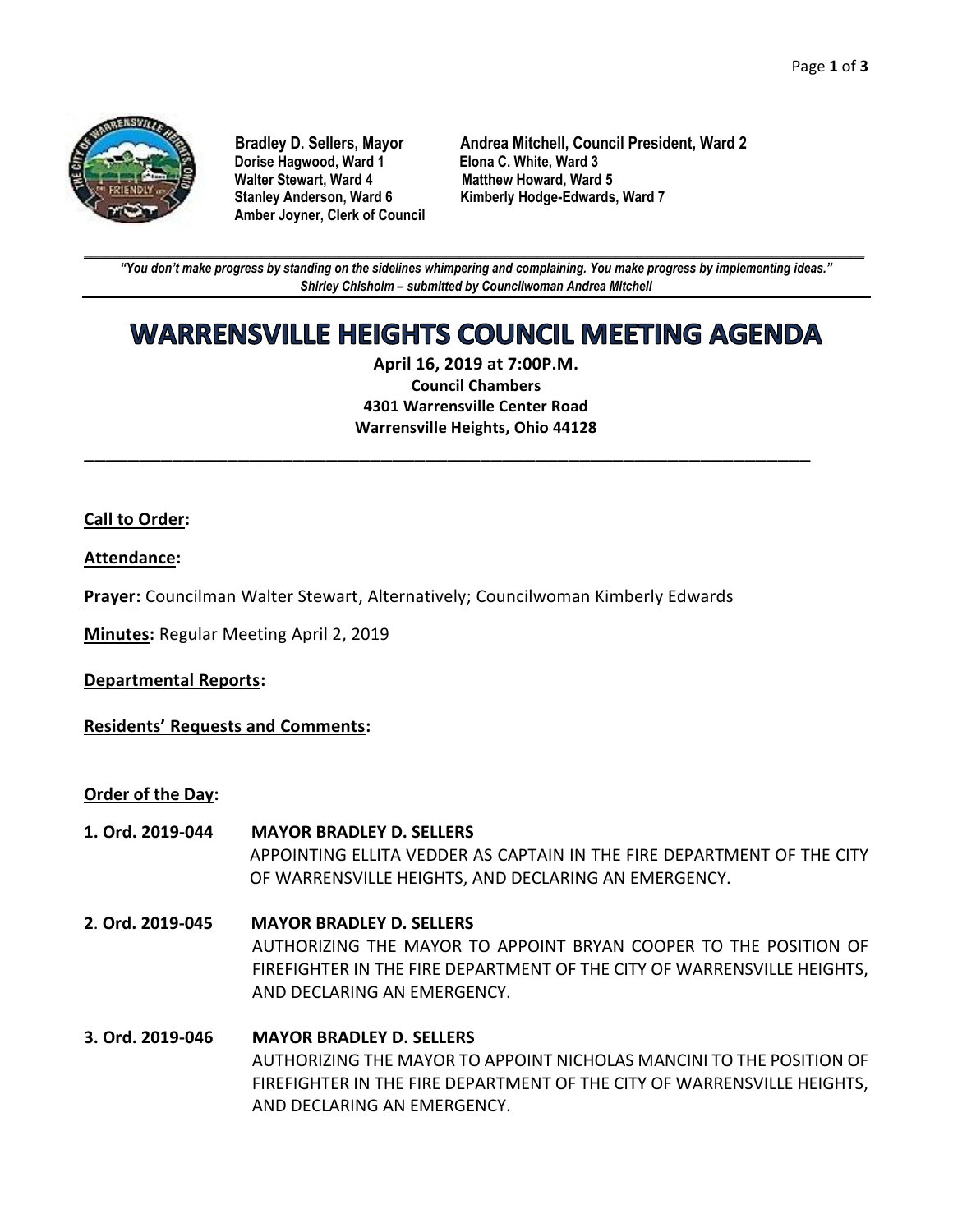**Bradley D. Sellers, Mayor**
**Andrea Mitchell, Council President, Ward 2**
**Dorise Hagwood, Ward 1**
**Elona C. White, Ward 3**
**Walter Stewart, Ward 4**
**Matthew Howard, Ward 5**
**Stanley Anderson, Ward 6**
**Kimberly Hodge-Edwards, Ward 7**
**Amber Joyner, Clerk of Council**

---

***"You don't make progress by standing on the sidelines whimpering and complaining. You make progress by implementing ideas."***
***Shirley Chisholm – submitted by Councilwoman Andrea Mitchell***

# WARRENSVILLE HEIGHTS COUNCIL MEETING AGENDA

**April 16, 2019 at 7:00P.M.**
**Council Chambers**
**4301 Warrensville Center Road**
**Warrensville Heights, Ohio 44128**

---

**Call to Order:**

**Attendance:**

**Prayer:** Councilman Walter Stewart, Alternatively; Councilwoman Kimberly Edwards

**Minutes:** Regular Meeting April 2, 2019

**Departmental Reports:**

**Residents' Requests and Comments:**

**Order of the Day:**

**1. Ord. 2019-044** **MAYOR BRADLEY D. SELLERS**
APPOINTING ELLITA VEDDER AS CAPTAIN IN THE FIRE DEPARTMENT OF THE CITY OF WARRENSVILLE HEIGHTS, AND DECLARING AN EMERGENCY.

**2. Ord. 2019-045** **MAYOR BRADLEY D. SELLERS**
AUTHORIZING THE MAYOR TO APPOINT BRYAN COOPER TO THE POSITION OF FIREFIGHTER IN THE FIRE DEPARTMENT OF THE CITY OF WARRENSVILLE HEIGHTS, AND DECLARING AN EMERGENCY.

**3. Ord. 2019-046** **MAYOR BRADLEY D. SELLERS**
AUTHORIZING THE MAYOR TO APPOINT NICHOLAS MANCINI TO THE POSITION OF FIREFIGHTER IN THE FIRE DEPARTMENT OF THE CITY OF WARRENSVILLE HEIGHTS, AND DECLARING AN EMERGENCY.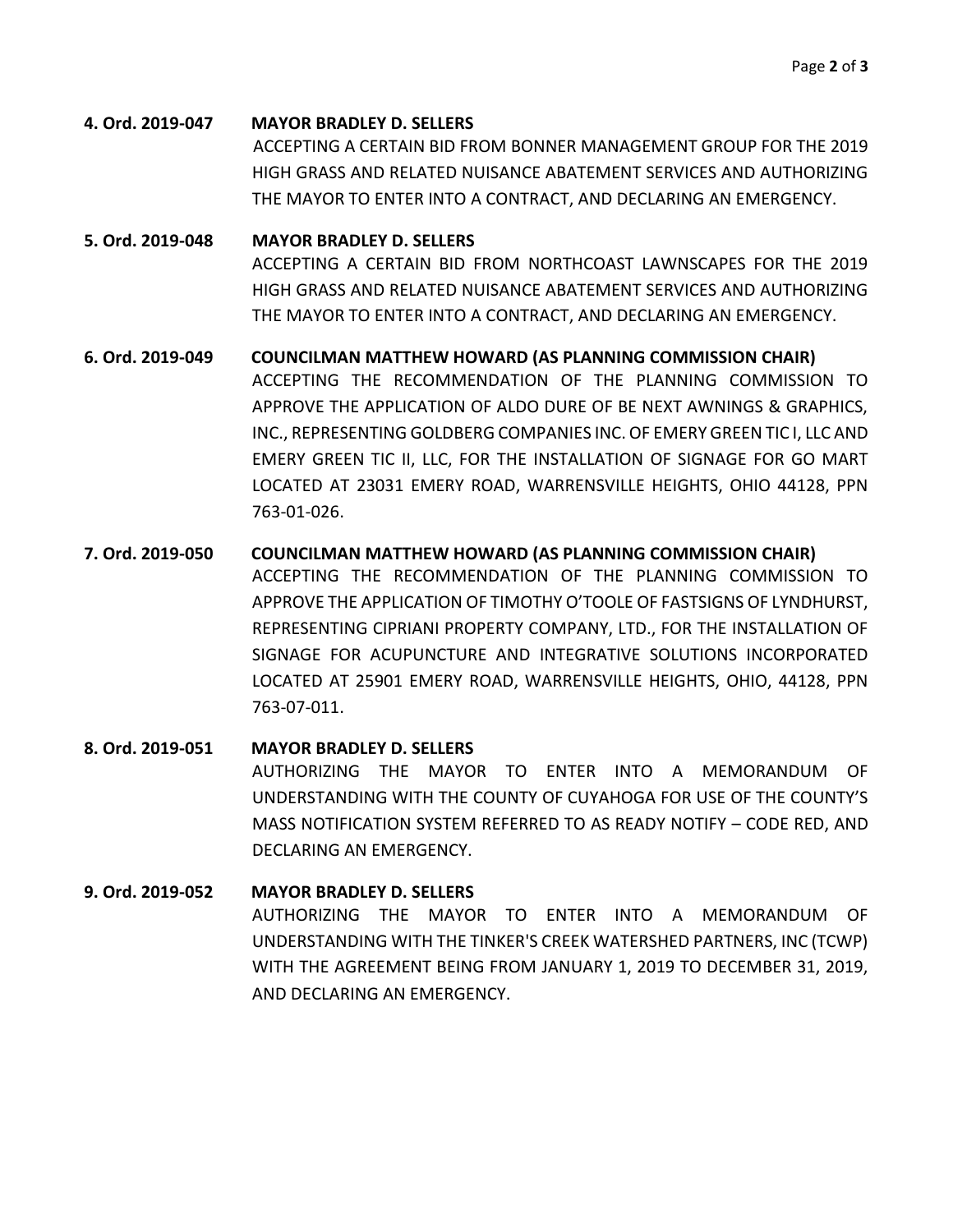**4. Ord. 2019-047** **MAYOR BRADLEY D. SELLERS**

ACCEPTING A CERTAIN BID FROM BONNER MANAGEMENT GROUP FOR THE 2019 HIGH GRASS AND RELATED NUISANCE ABATEMENT SERVICES AND AUTHORIZING THE MAYOR TO ENTER INTO A CONTRACT, AND DECLARING AN EMERGENCY.

**5. Ord. 2019-048** **MAYOR BRADLEY D. SELLERS**

ACCEPTING A CERTAIN BID FROM NORTHCOAST LAWNSCAPES FOR THE 2019 HIGH GRASS AND RELATED NUISANCE ABATEMENT SERVICES AND AUTHORIZING THE MAYOR TO ENTER INTO A CONTRACT, AND DECLARING AN EMERGENCY.

**6. Ord. 2019-049** **COUNCILMAN MATTHEW HOWARD (AS PLANNING COMMISSION CHAIR)**

ACCEPTING THE RECOMMENDATION OF THE PLANNING COMMISSION TO APPROVE THE APPLICATION OF ALDO DURE OF BE NEXT AWNINGS & GRAPHICS, INC., REPRESENTING GOLDBERG COMPANIES INC. OF EMERY GREEN TIC I, LLC AND EMERY GREEN TIC II, LLC, FOR THE INSTALLATION OF SIGNAGE FOR GO MART LOCATED AT 23031 EMERY ROAD, WARRENSVILLE HEIGHTS, OHIO 44128, PPN 763-01-026.

**7. Ord. 2019-050** **COUNCILMAN MATTHEW HOWARD (AS PLANNING COMMISSION CHAIR)**

ACCEPTING THE RECOMMENDATION OF THE PLANNING COMMISSION TO APPROVE THE APPLICATION OF TIMOTHY O'TOOLE OF FASTSIGNS OF LYNDHURST, REPRESENTING CIPRIANI PROPERTY COMPANY, LTD., FOR THE INSTALLATION OF SIGNAGE FOR ACUPUNCTURE AND INTEGRATIVE SOLUTIONS INCORPORATED LOCATED AT 25901 EMERY ROAD, WARRENSVILLE HEIGHTS, OHIO, 44128, PPN 763-07-011.

**8. Ord. 2019-051** **MAYOR BRADLEY D. SELLERS**

AUTHORIZING THE MAYOR TO ENTER INTO A MEMORANDUM OF UNDERSTANDING WITH THE COUNTY OF CUYAHOGA FOR USE OF THE COUNTY'S MASS NOTIFICATION SYSTEM REFERRED TO AS READY NOTIFY – CODE RED, AND DECLARING AN EMERGENCY.

**9. Ord. 2019-052** **MAYOR BRADLEY D. SELLERS**

AUTHORIZING THE MAYOR TO ENTER INTO A MEMORANDUM OF UNDERSTANDING WITH THE TINKER'S CREEK WATERSHED PARTNERS, INC (TCWP) WITH THE AGREEMENT BEING FROM JANUARY 1, 2019 TO DECEMBER 31, 2019, AND DECLARING AN EMERGENCY.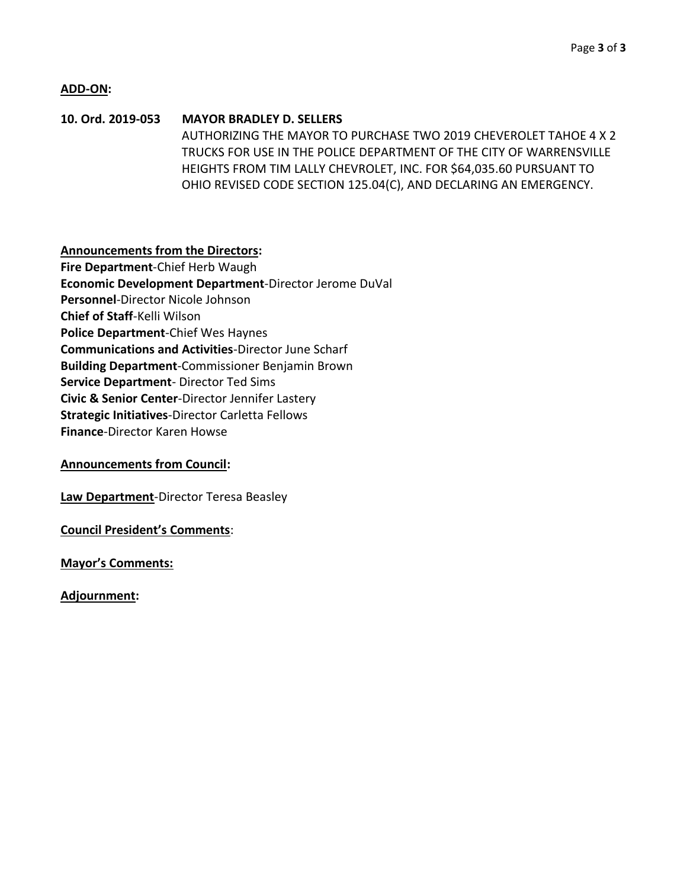**ADD-ON:**

**10. Ord. 2019-053** **MAYOR BRADLEY D. SELLERS**

AUTHORIZING THE MAYOR TO PURCHASE TWO 2019 CHEVEROLET TAHOE 4 X 2 TRUCKS FOR USE IN THE POLICE DEPARTMENT OF THE CITY OF WARRENSVILLE HEIGHTS FROM TIM LALLY CHEVROLET, INC. FOR $64,035.60 PURSUANT TO OHIO REVISED CODE SECTION 125.04(C), AND DECLARING AN EMERGENCY.

**Announcements from the Directors:**

**Fire Department**-Chief Herb Waugh
**Economic Development Department**-Director Jerome DuVal
**Personnel**-Director Nicole Johnson
**Chief of Staff**-Kelli Wilson
**Police Department**-Chief Wes Haynes
**Communications and Activities**-Director June Scharf
**Building Department**-Commissioner Benjamin Brown
**Service Department**- Director Ted Sims
**Civic & Senior Center**-Director Jennifer Lastery
**Strategic Initiatives**-Director Carletta Fellows
**Finance**-Director Karen Howse

**Announcements from Council:**

**Law Department**-Director Teresa Beasley

**Council President's Comments**:

**Mayor's Comments:**

**Adjournment:**